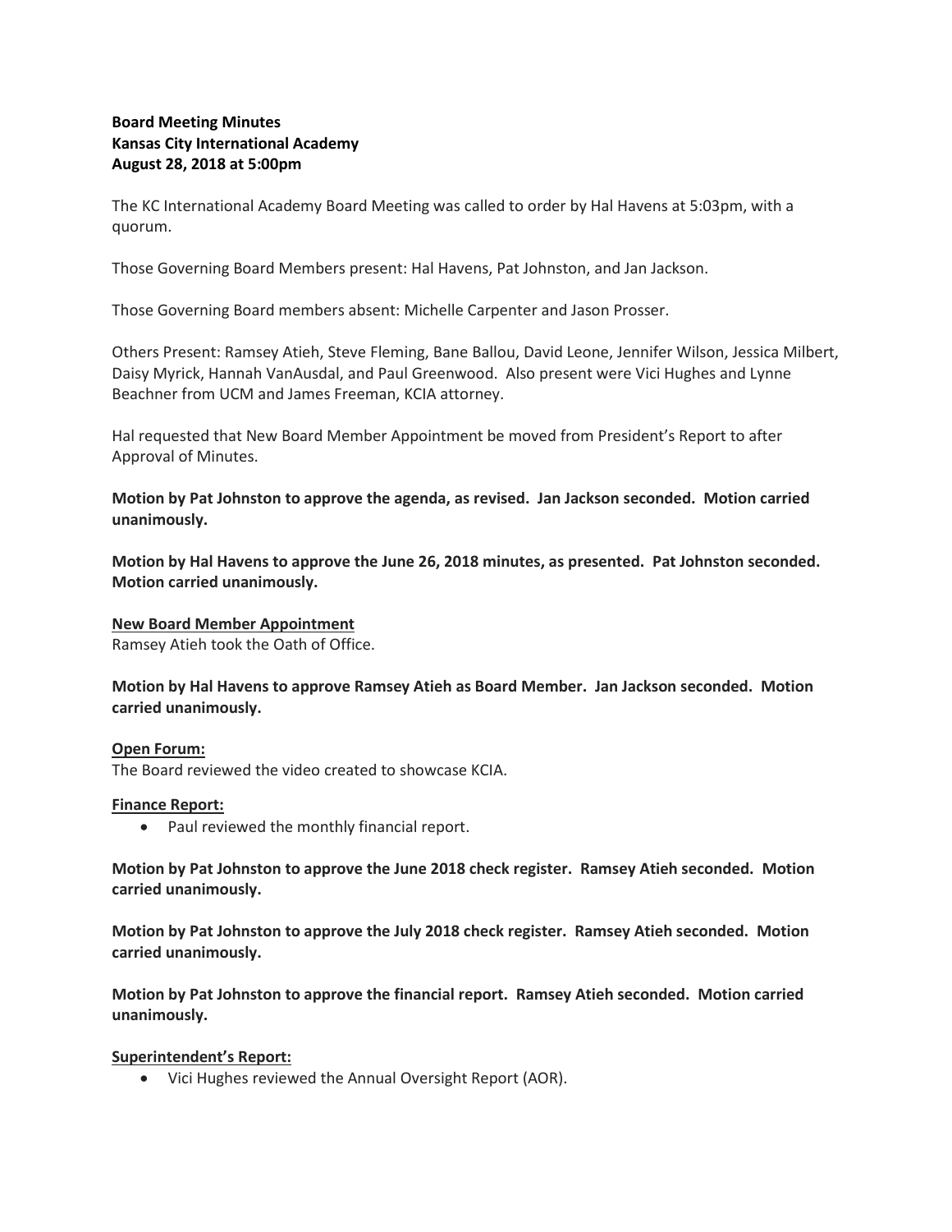**Board Meeting Minutes**
**Kansas City International Academy**
**August 28, 2018 at 5:00pm**

The KC International Academy Board Meeting was called to order by Hal Havens at 5:03pm, with a quorum.

Those Governing Board Members present: Hal Havens, Pat Johnston, and Jan Jackson.

Those Governing Board members absent: Michelle Carpenter and Jason Prosser.

Others Present: Ramsey Atieh, Steve Fleming, Bane Ballou, David Leone, Jennifer Wilson, Jessica Milbert, Daisy Myrick, Hannah VanAusdal, and Paul Greenwood. Also present were Vici Hughes and Lynne Beachner from UCM and James Freeman, KCIA attorney.

Hal requested that New Board Member Appointment be moved from President's Report to after Approval of Minutes.

**Motion by Pat Johnston to approve the agenda, as revised. Jan Jackson seconded. Motion carried unanimously.**

**Motion by Hal Havens to approve the June 26, 2018 minutes, as presented. Pat Johnston seconded. Motion carried unanimously.**

**New Board Member Appointment**

Ramsey Atieh took the Oath of Office.

**Motion by Hal Havens to approve Ramsey Atieh as Board Member. Jan Jackson seconded. Motion carried unanimously.**

**Open Forum:**

The Board reviewed the video created to showcase KCIA.

**Finance Report:**

- Paul reviewed the monthly financial report.

**Motion by Pat Johnston to approve the June 2018 check register. Ramsey Atieh seconded. Motion carried unanimously.**

**Motion by Pat Johnston to approve the July 2018 check register. Ramsey Atieh seconded. Motion carried unanimously.**

**Motion by Pat Johnston to approve the financial report. Ramsey Atieh seconded. Motion carried unanimously.**

**Superintendent's Report:**

- Vici Hughes reviewed the Annual Oversight Report (AOR).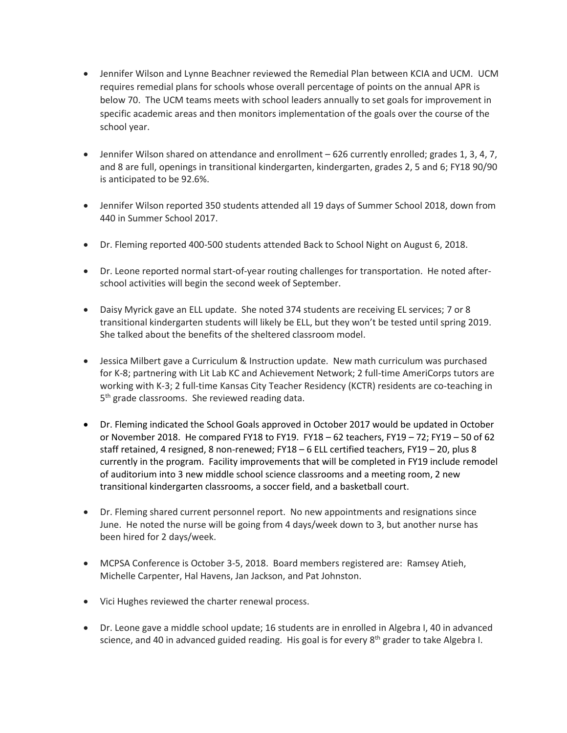- Jennifer Wilson and Lynne Beachner reviewed the Remedial Plan between KCIA and UCM. UCM requires remedial plans for schools whose overall percentage of points on the annual APR is below 70. The UCM teams meets with school leaders annually to set goals for improvement in specific academic areas and then monitors implementation of the goals over the course of the school year.

- Jennifer Wilson shared on attendance and enrollment – 626 currently enrolled; grades 1, 3, 4, 7, and 8 are full, openings in transitional kindergarten, kindergarten, grades 2, 5 and 6; FY18 90/90 is anticipated to be 92.6%.

- Jennifer Wilson reported 350 students attended all 19 days of Summer School 2018, down from 440 in Summer School 2017.

- Dr. Fleming reported 400-500 students attended Back to School Night on August 6, 2018.

- Dr. Leone reported normal start-of-year routing challenges for transportation. He noted after-school activities will begin the second week of September.

- Daisy Myrick gave an ELL update. She noted 374 students are receiving EL services; 7 or 8 transitional kindergarten students will likely be ELL, but they won't be tested until spring 2019. She talked about the benefits of the sheltered classroom model.

- Jessica Milbert gave a Curriculum & Instruction update. New math curriculum was purchased for K-8; partnering with Lit Lab KC and Achievement Network; 2 full-time AmeriCorps tutors are working with K-3; 2 full-time Kansas City Teacher Residency (KCTR) residents are co-teaching in 5th grade classrooms. She reviewed reading data.

- Dr. Fleming indicated the School Goals approved in October 2017 would be updated in October or November 2018. He compared FY18 to FY19. FY18 – 62 teachers, FY19 – 72; FY19 – 50 of 62 staff retained, 4 resigned, 8 non-renewed; FY18 – 6 ELL certified teachers, FY19 – 20, plus 8 currently in the program. Facility improvements that will be completed in FY19 include remodel of auditorium into 3 new middle school science classrooms and a meeting room, 2 new transitional kindergarten classrooms, a soccer field, and a basketball court.

- Dr. Fleming shared current personnel report. No new appointments and resignations since June. He noted the nurse will be going from 4 days/week down to 3, but another nurse has been hired for 2 days/week.

- MCPSA Conference is October 3-5, 2018. Board members registered are: Ramsey Atieh, Michelle Carpenter, Hal Havens, Jan Jackson, and Pat Johnston.

- Vici Hughes reviewed the charter renewal process.

- Dr. Leone gave a middle school update; 16 students are in enrolled in Algebra I, 40 in advanced science, and 40 in advanced guided reading. His goal is for every 8th grader to take Algebra I.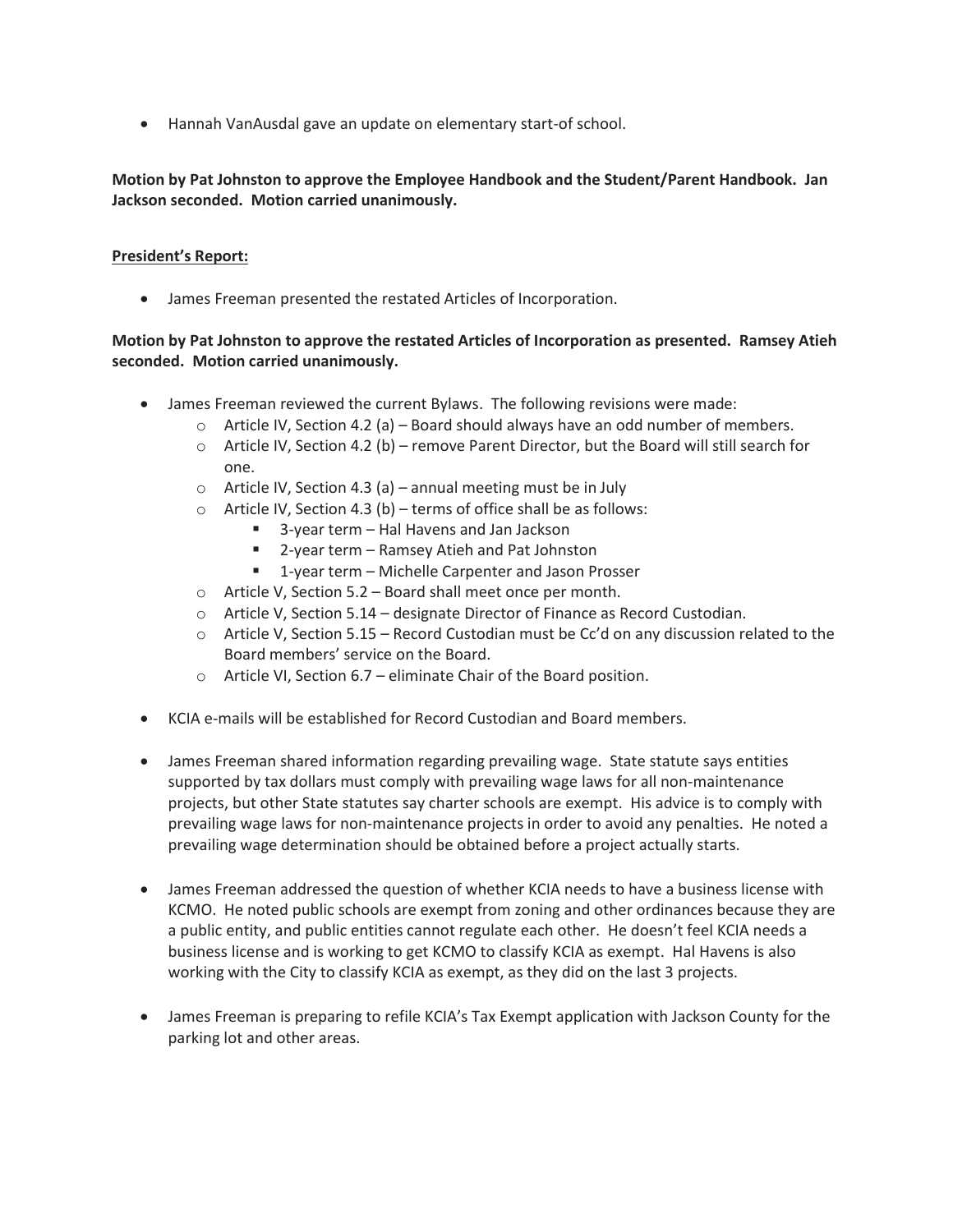- Hannah VanAusdal gave an update on elementary start-of school.

**Motion by Pat Johnston to approve the Employee Handbook and the Student/Parent Handbook. Jan Jackson seconded. Motion carried unanimously.**

**President's Report:**

- James Freeman presented the restated Articles of Incorporation.

**Motion by Pat Johnston to approve the restated Articles of Incorporation as presented. Ramsey Atieh seconded. Motion carried unanimously.**

- James Freeman reviewed the current Bylaws. The following revisions were made:
  - Article IV, Section 4.2 (a) – Board should always have an odd number of members.
  - Article IV, Section 4.2 (b) – remove Parent Director, but the Board will still search for one.
  - Article IV, Section 4.3 (a) – annual meeting must be in July
  - Article IV, Section 4.3 (b) – terms of office shall be as follows:
    - 3-year term – Hal Havens and Jan Jackson
    - 2-year term – Ramsey Atieh and Pat Johnston
    - 1-year term – Michelle Carpenter and Jason Prosser
  - Article V, Section 5.2 – Board shall meet once per month.
  - Article V, Section 5.14 – designate Director of Finance as Record Custodian.
  - Article V, Section 5.15 – Record Custodian must be Cc'd on any discussion related to the Board members' service on the Board.
  - Article VI, Section 6.7 – eliminate Chair of the Board position.

- KCIA e-mails will be established for Record Custodian and Board members.

- James Freeman shared information regarding prevailing wage. State statute says entities supported by tax dollars must comply with prevailing wage laws for all non-maintenance projects, but other State statutes say charter schools are exempt. His advice is to comply with prevailing wage laws for non-maintenance projects in order to avoid any penalties. He noted a prevailing wage determination should be obtained before a project actually starts.

- James Freeman addressed the question of whether KCIA needs to have a business license with KCMO. He noted public schools are exempt from zoning and other ordinances because they are a public entity, and public entities cannot regulate each other. He doesn't feel KCIA needs a business license and is working to get KCMO to classify KCIA as exempt. Hal Havens is also working with the City to classify KCIA as exempt, as they did on the last 3 projects.

- James Freeman is preparing to refile KCIA's Tax Exempt application with Jackson County for the parking lot and other areas.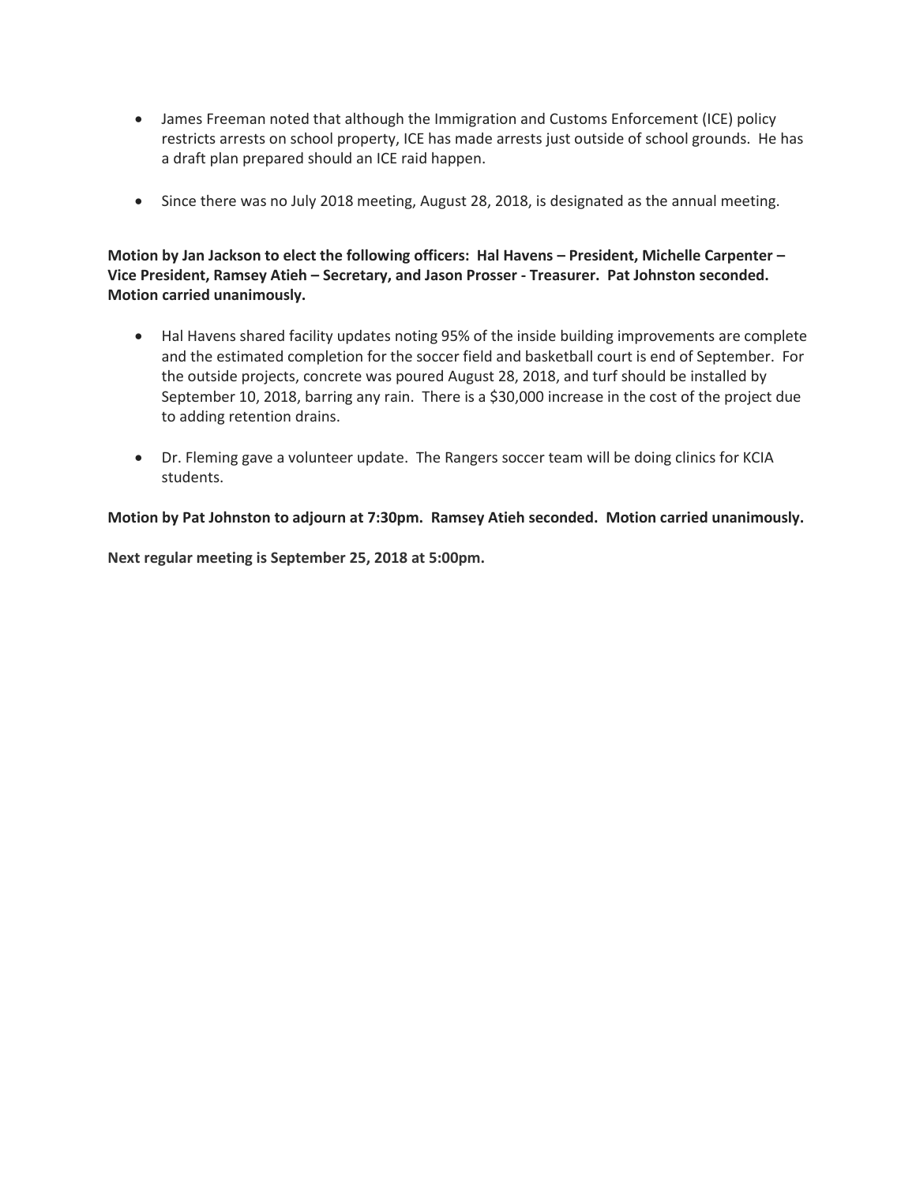- James Freeman noted that although the Immigration and Customs Enforcement (ICE) policy restricts arrests on school property, ICE has made arrests just outside of school grounds. He has a draft plan prepared should an ICE raid happen.

- Since there was no July 2018 meeting, August 28, 2018, is designated as the annual meeting.

**Motion by Jan Jackson to elect the following officers: Hal Havens – President, Michelle Carpenter – Vice President, Ramsey Atieh – Secretary, and Jason Prosser - Treasurer. Pat Johnston seconded. Motion carried unanimously.**

- Hal Havens shared facility updates noting 95% of the inside building improvements are complete and the estimated completion for the soccer field and basketball court is end of September. For the outside projects, concrete was poured August 28, 2018, and turf should be installed by September 10, 2018, barring any rain. There is a $30,000 increase in the cost of the project due to adding retention drains.

- Dr. Fleming gave a volunteer update. The Rangers soccer team will be doing clinics for KCIA students.

**Motion by Pat Johnston to adjourn at 7:30pm. Ramsey Atieh seconded. Motion carried unanimously.**

**Next regular meeting is September 25, 2018 at 5:00pm.**